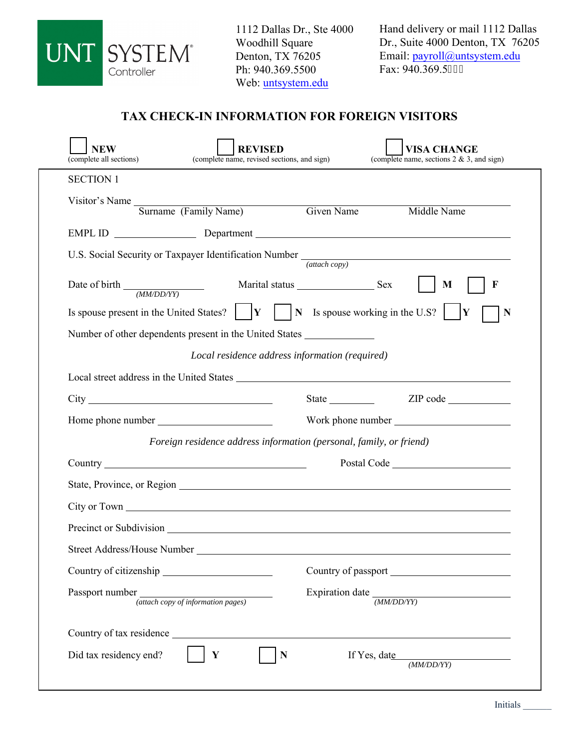UNT SYSTEM Controller

1112 Dallas Dr., Ste 4000
Woodhill Square
Denton, TX 76205
Ph: 940.369.5500
Web: untsystem.edu

Hand delivery or mail 1112 Dallas Dr., Suite 4000 Denton, TX 76205
Email: payroll@untsystem.edu
Fax: 940.369.5

# TAX CHECK-IN INFORMATION FOR FOREIGN VISITORS

☐ **NEW** (complete all sections) ☐ **REVISED** (complete name, revised sections, and sign) ☐ **VISA CHANGE** (complete name, sections 2 & 3, and sign)

## SECTION 1

Visitor's Name ______________________________
Surname (Family Name) Given Name Middle Name

EMPL ID ____________ Department ______________________________

U.S. Social Security or Taxpayer Identification Number ______________________________ *(attach copy)*

Date of birth ____________ *(MM/DD/YY)* Marital status ____________ Sex ☐ **M** ☐ **F**

Is spouse present in the United States? ☐ **Y** ☐ **N** Is spouse working in the U.S? ☐ **Y** ☐ **N**

Number of other dependents present in the United States ____________

*Local residence address information (required)*

Local street address in the United States ______________________________

City ______________________________ State ________ ZIP code ____________

Home phone number ____________________ Work phone number ____________________

*Foreign residence address information (personal, family, or friend)*

Country ______________________________ Postal Code ____________________

State, Province, or Region ______________________________

City or Town ______________________________

Precinct or Subdivision ______________________________

Street Address/House Number ______________________________

Country of citizenship ____________________ Country of passport ____________________

Passport number ____________________ *(attach copy of information pages)* Expiration date ____________________ *(MM/DD/YY)*

Country of tax residence ______________________________

Did tax residency end? ☐ **Y** ☐ **N** If Yes, date ____________________ *(MM/DD/YY)*

Initials ______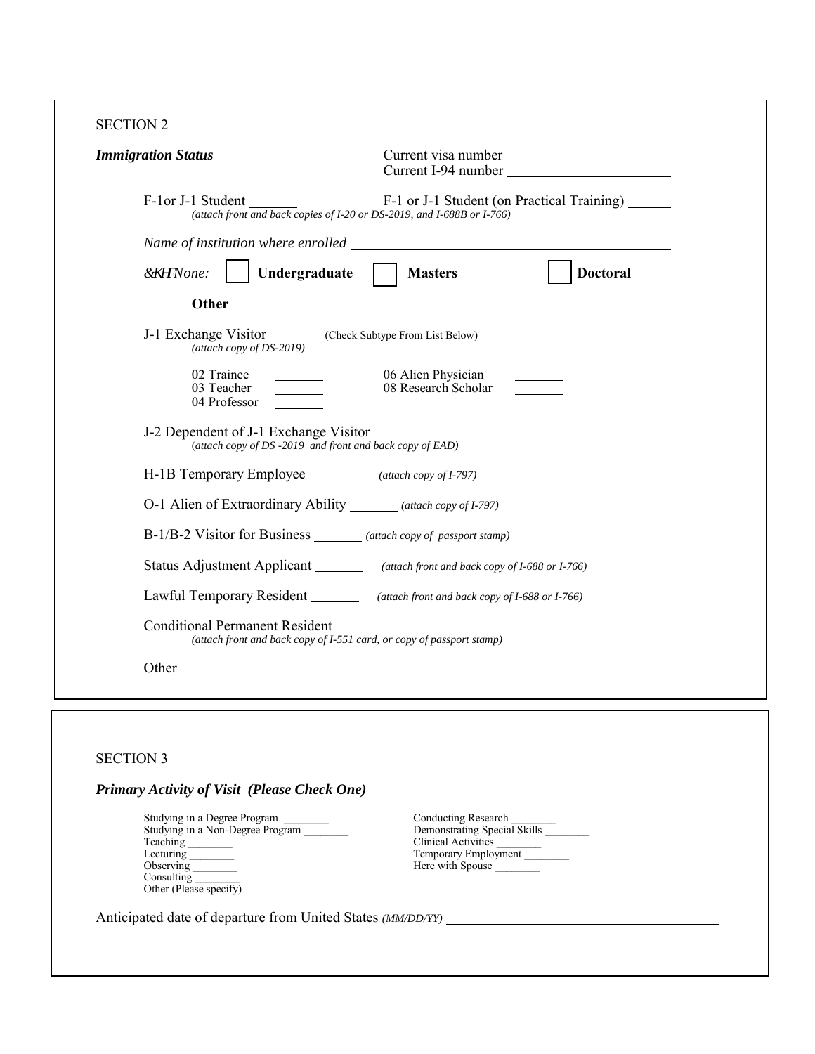SECTION 2

***Immigration Status***

Current visa number ______________________
Current I-94 number ______________________

F-1or J-1 Student _______ F-1 or J-1 Student (on Practical Training) ______
*(attach front and back copies of I-20 or DS-2019, and I-688B or I-766)*

*Name of institution where enrolled* ____________________________________________

*&KHFNone:* ☐ **Undergraduate** ☐ **Masters** ☐ **Doctoral**

**Other** ____________________________________________

J-1 Exchange Visitor _______ (Check Subtype From List Below)
*(attach copy of DS-2019)*

02 Trainee _______
03 Teacher _______
04 Professor _______
06 Alien Physician _______
08 Research Scholar _______

J-2 Dependent of J-1 Exchange Visitor
*(attach copy of DS -2019 and front and back copy of EAD)*

H-1B Temporary Employee _______ *(attach copy of I-797)*

O-1 Alien of Extraordinary Ability _______ *(attach copy of I-797)*

B-1/B-2 Visitor for Business _______ *(attach copy of passport stamp)*

Status Adjustment Applicant _______ *(attach front and back copy of I-688 or I-766)*

Lawful Temporary Resident _______ *(attach front and back copy of I-688 or I-766)*

Conditional Permanent Resident
*(attach front and back copy of I-551 card, or copy of passport stamp)*

Other ____________________________________________

SECTION 3

***Primary Activity of Visit (Please Check One)***

Studying in a Degree Program ________
Studying in a Non-Degree Program ________
Teaching ________
Lecturing ________
Observing ________
Consulting ________
Conducting Research ________
Demonstrating Special Skills ________
Clinical Activities ________
Temporary Employment ________
Here with Spouse ________
Other (Please specify) ____________________________________________

Anticipated date of departure from United States *(MM/DD/YY)* ______________________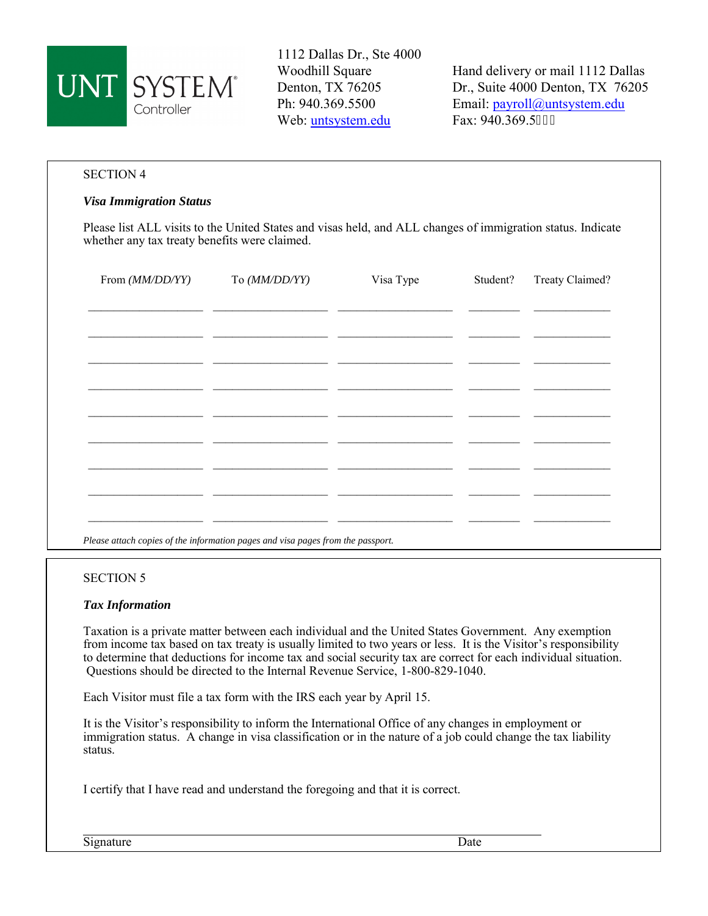UNT SYSTEM Controller

1112 Dallas Dr., Ste 4000
Woodhill Square
Denton, TX 76205
Ph: 940.369.5500
Web: untsystem.edu

Hand delivery or mail 1112 Dallas Dr., Suite 4000 Denton, TX 76205
Email: payroll@untsystem.edu
Fax: 940.369.5

SECTION 4

***Visa Immigration Status***

Please list ALL visits to the United States and visas held, and ALL changes of immigration status. Indicate whether any tax treaty benefits were claimed.

| From *(MM/DD/YY)* | To *(MM/DD/YY)* | Visa Type | Student? | Treaty Claimed? |
|---|---|---|---|---|
| | | | | |
| | | | | |
| | | | | |
| | | | | |
| | | | | |
| | | | | |
| | | | | |
| | | | | |
| | | | | |

*Please attach copies of the information pages and visa pages from the passport.*

SECTION 5

***Tax Information***

Taxation is a private matter between each individual and the United States Government. Any exemption from income tax based on tax treaty is usually limited to two years or less. It is the Visitor's responsibility to determine that deductions for income tax and social security tax are correct for each individual situation. Questions should be directed to the Internal Revenue Service, 1-800-829-1040.

Each Visitor must file a tax form with the IRS each year by April 15.

It is the Visitor's responsibility to inform the International Office of any changes in employment or immigration status. A change in visa classification or in the nature of a job could change the tax liability status.

I certify that I have read and understand the foregoing and that it is correct.

Signature Date